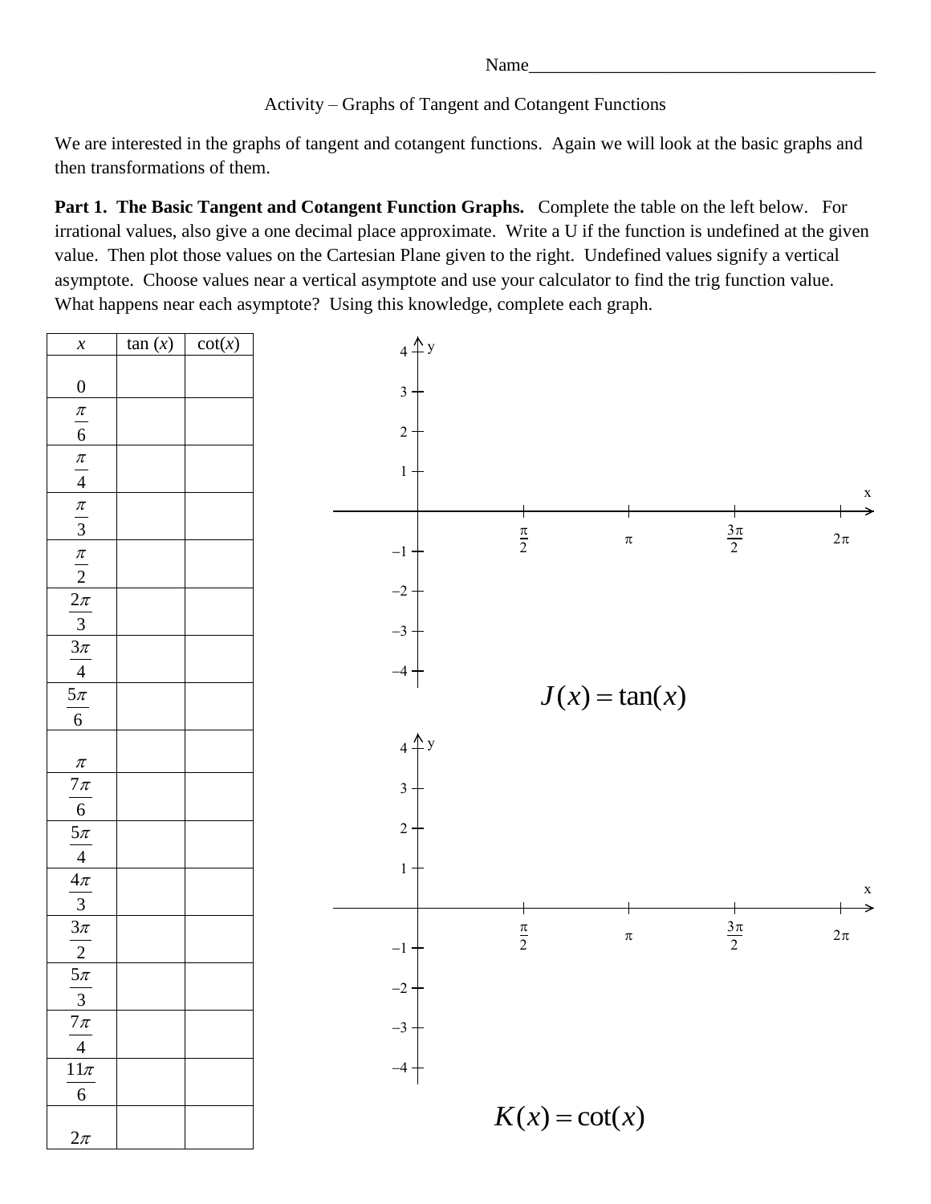Name_______________________________________

Activity – Graphs of Tangent and Cotangent Functions

We are interested in the graphs of tangent and cotangent functions. Again we will look at the basic graphs and then transformations of them.

**Part 1. The Basic Tangent and Cotangent Function Graphs.** Complete the table on the left below. For irrational values, also give a one decimal place approximate. Write a U if the function is undefined at the given value. Then plot those values on the Cartesian Plane given to the right. Undefined values signify a vertical asymptote. Choose values near a vertical asymptote and use your calculator to find the trig function value. What happens near each asymptote? Using this knowledge, complete each graph.

| $x$ | $\tan(x)$ | $\cot(x)$ |
|---|---|---|
| $0$ | | |
| $\frac{\pi}{6}$ | | |
| $\frac{\pi}{4}$ | | |
| $\frac{\pi}{3}$ | | |
| $\frac{\pi}{2}$ | | |
| $\frac{2\pi}{3}$ | | |
| $\frac{3\pi}{4}$ | | |
| $\frac{5\pi}{6}$ | | |
| $\pi$ | | |
| $\frac{7\pi}{6}$ | | |
| $\frac{5\pi}{4}$ | | |
| $\frac{4\pi}{3}$ | | |
| $\frac{3\pi}{2}$ | | |
| $\frac{5\pi}{3}$ | | |
| $\frac{7\pi}{4}$ | | |
| $\frac{11\pi}{6}$ | | |
| $2\pi$ | | |

$$J(x) = \tan(x)$$

$$K(x) = \cot(x)$$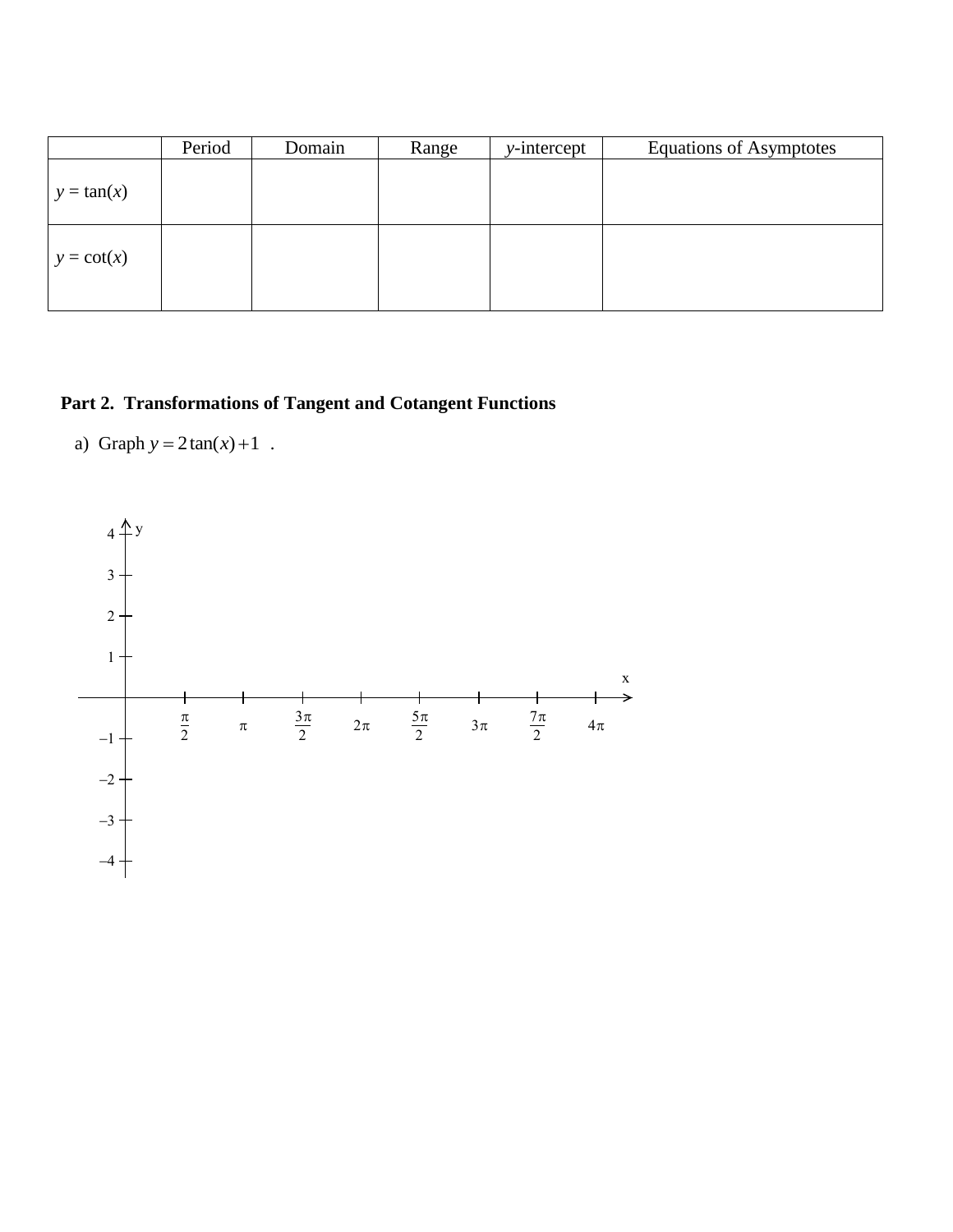|  | Period | Domain | Range | $y$-intercept | Equations of Asymptotes |
|---|---|---|---|---|---|
| $y = \tan(x)$ |  |  |  |  |  |
| $y = \cot(x)$ |  |  |  |  |  |

**Part 2. Transformations of Tangent and Cotangent Functions**

a) Graph $y = 2\tan(x) + 1$ .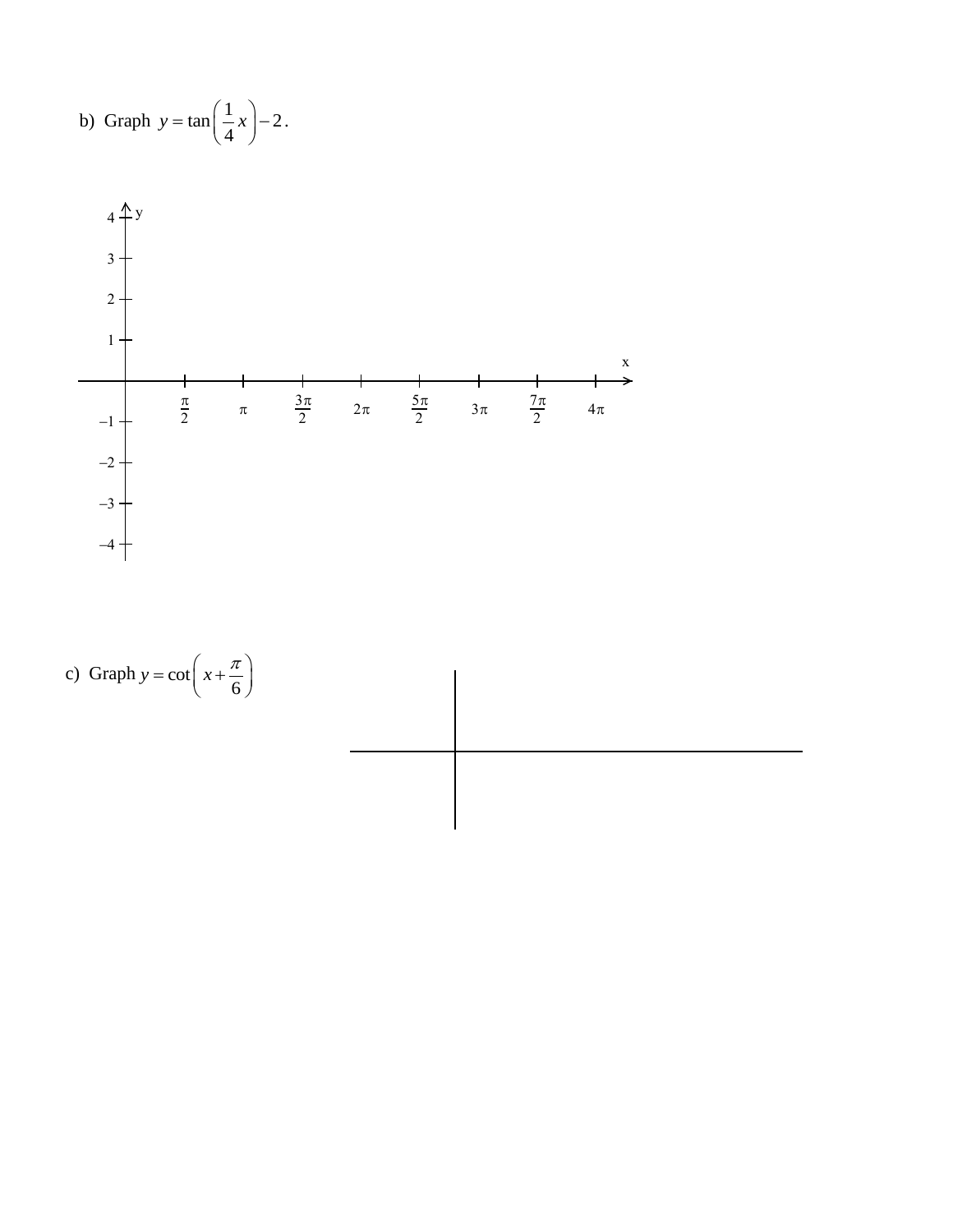b) Graph $y = \tan\left(\frac{1}{4}x\right) - 2$.

y

4

3

2

1

x

−1

−2

−3

−4

$\frac{\pi}{2}$ $\pi$ $\frac{3\pi}{2}$ $2\pi$ $\frac{5\pi}{2}$ $3\pi$ $\frac{7\pi}{2}$ $4\pi$

c) Graph $y = \cot\left(x + \frac{\pi}{6}\right)$